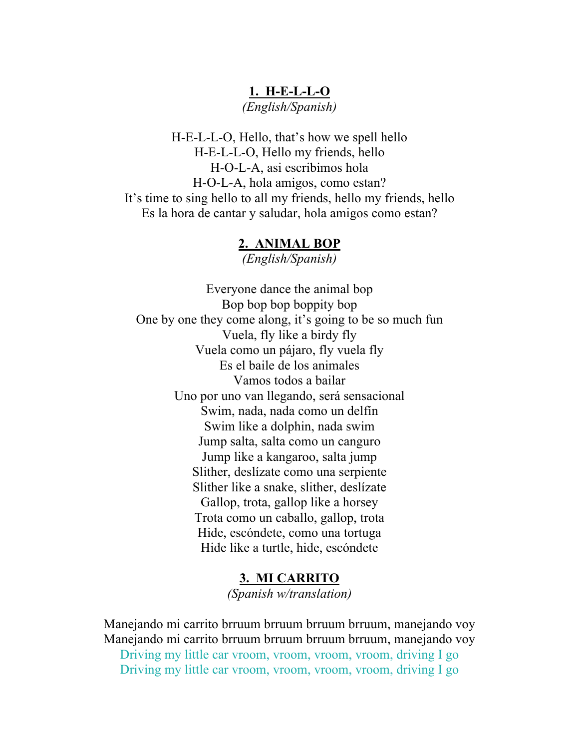## 1. H-E-L-L-O

*(English/Spanish)*

H-E-L-L-O, Hello, that's how we spell hello
H-E-L-L-O, Hello my friends, hello
H-O-L-A, asi escribimos hola
H-O-L-A, hola amigos, como estan?
It's time to sing hello to all my friends, hello my friends, hello
Es la hora de cantar y saludar, hola amigos como estan?

## 2. ANIMAL BOP

*(English/Spanish)*

Everyone dance the animal bop
Bop bop bop boppity bop
One by one they come along, it's going to be so much fun
Vuela, fly like a birdy fly
Vuela como un pájaro, fly vuela fly
Es el baile de los animales
Vamos todos a bailar
Uno por uno van llegando, será sensacional
Swim, nada, nada como un delfín
Swim like a dolphin, nada swim
Jump salta, salta como un canguro
Jump like a kangaroo, salta jump
Slither, deslízate como una serpiente
Slither like a snake, slither, deslízate
Gallop, trota, gallop like a horsey
Trota como un caballo, gallop, trota
Hide, escóndete, como una tortuga
Hide like a turtle, hide, escóndete

## 3. MI CARRITO

*(Spanish w/translation)*

Manejando mi carrito brruum brruum brruum brruum, manejando voy
Manejando mi carrito brruum brruum brruum brruum, manejando voy
Driving my little car vroom, vroom, vroom, vroom, driving I go
Driving my little car vroom, vroom, vroom, vroom, driving I go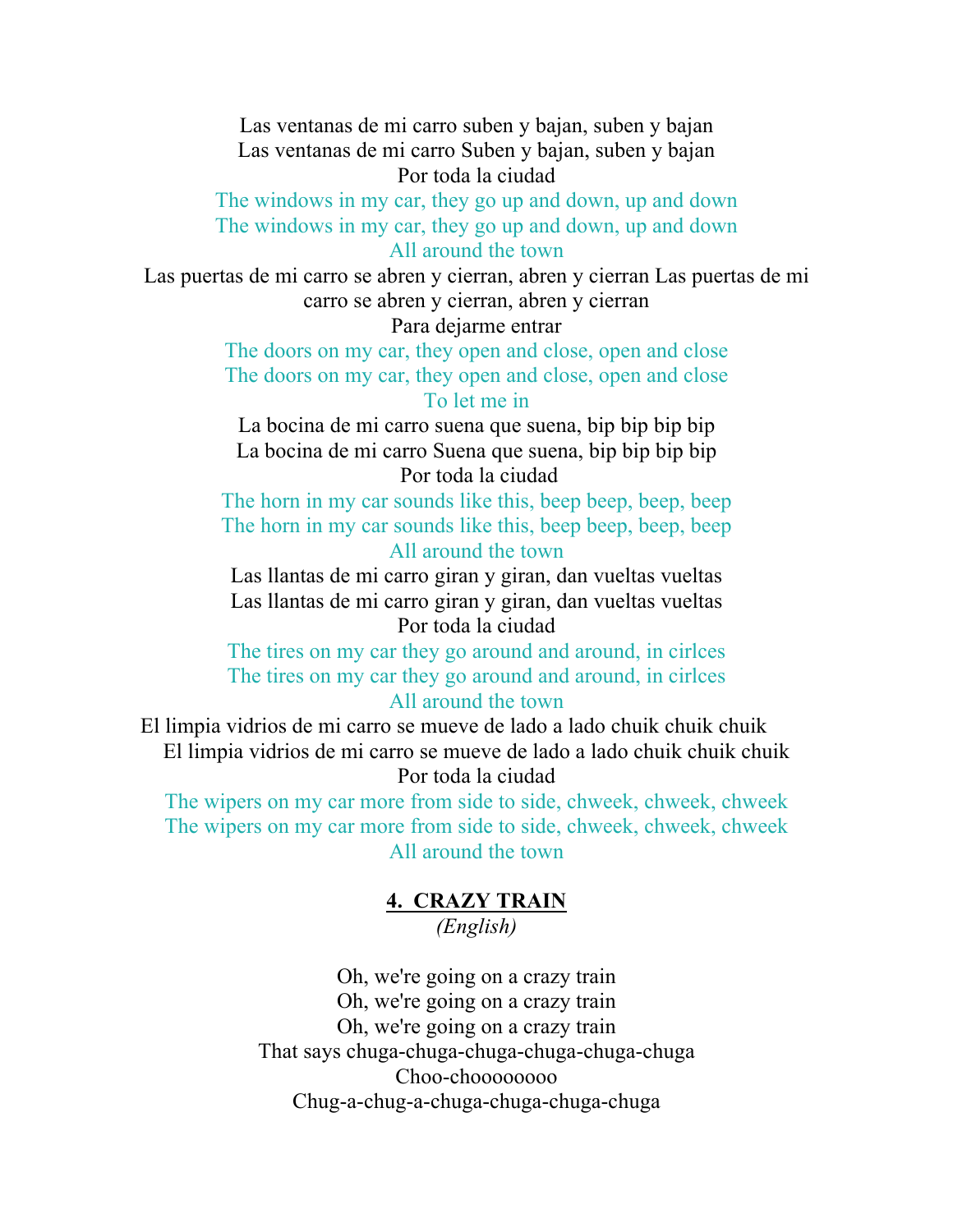Las ventanas de mi carro suben y bajan, suben y bajan
Las ventanas de mi carro Suben y bajan, suben y bajan
Por toda la ciudad
The windows in my car, they go up and down, up and down
The windows in my car, they go up and down, up and down
All around the town
Las puertas de mi carro se abren y cierran, abren y cierran Las puertas de mi carro se abren y cierran, abren y cierran
Para dejarme entrar
The doors on my car, they open and close, open and close
The doors on my car, they open and close, open and close
To let me in
La bocina de mi carro suena que suena, bip bip bip bip
La bocina de mi carro Suena que suena, bip bip bip bip
Por toda la ciudad
The horn in my car sounds like this, beep beep, beep, beep
The horn in my car sounds like this, beep beep, beep, beep
All around the town
Las llantas de mi carro giran y giran, dan vueltas vueltas
Las llantas de mi carro giran y giran, dan vueltas vueltas
Por toda la ciudad
The tires on my car they go around and around, in cirlces
The tires on my car they go around and around, in cirlces
All around the town
El limpia vidrios de mi carro se mueve de lado a lado chuik chuik chuik
El limpia vidrios de mi carro se mueve de lado a lado chuik chuik chuik
Por toda la ciudad
The wipers on my car more from side to side, chweek, chweek, chweek
The wipers on my car more from side to side, chweek, chweek, chweek
All around the town

## 4. CRAZY TRAIN

*(English)*

Oh, we're going on a crazy train
Oh, we're going on a crazy train
Oh, we're going on a crazy train
That says chuga-chuga-chuga-chuga-chuga-chuga
Choo-chooooooooo
Chug-a-chug-a-chuga-chuga-chuga-chuga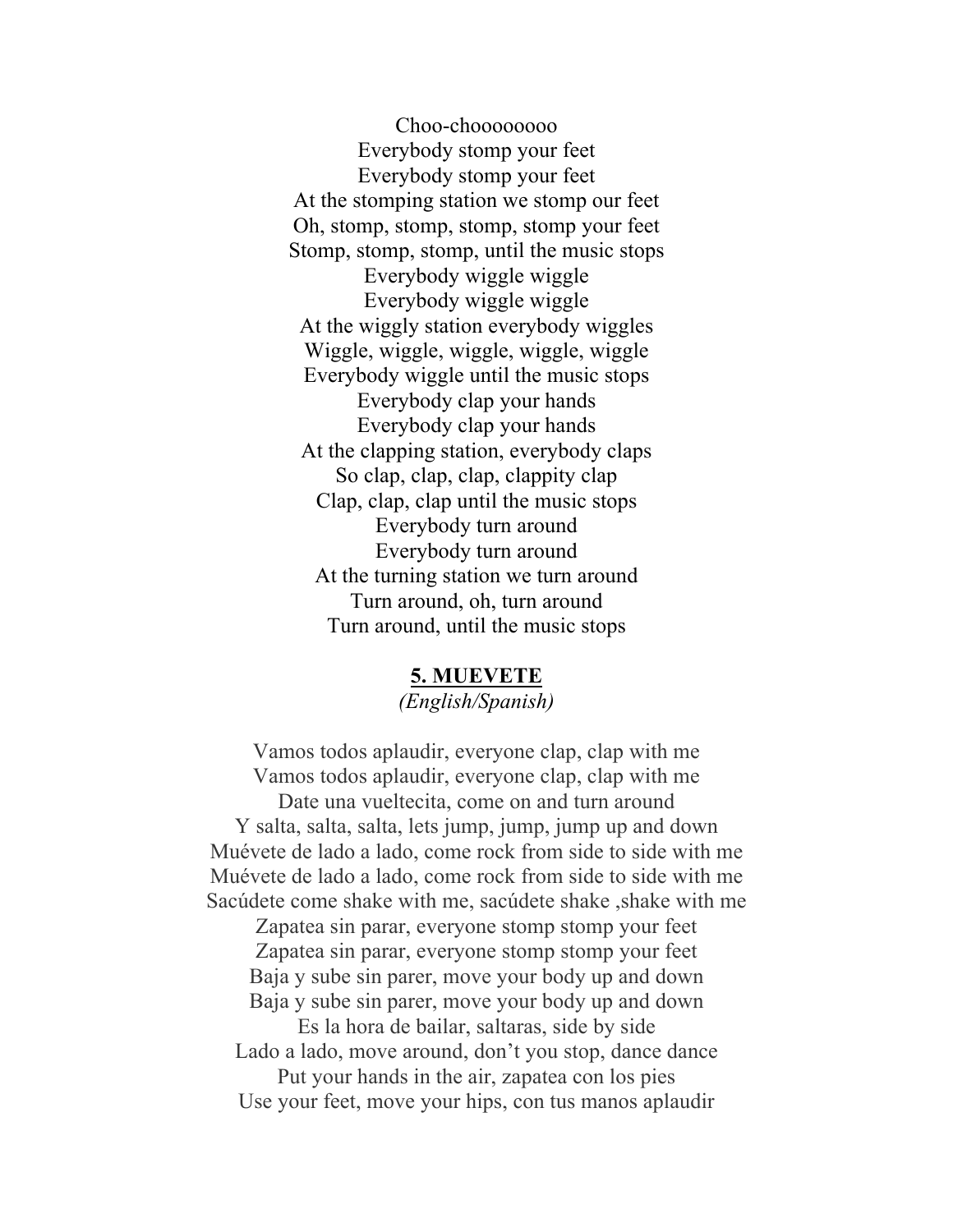Choo-choooooooo
Everybody stomp your feet
Everybody stomp your feet
At the stomping station we stomp our feet
Oh, stomp, stomp, stomp, stomp your feet
Stomp, stomp, stomp, until the music stops
Everybody wiggle wiggle
Everybody wiggle wiggle
At the wiggly station everybody wiggles
Wiggle, wiggle, wiggle, wiggle, wiggle
Everybody wiggle until the music stops
Everybody clap your hands
Everybody clap your hands
At the clapping station, everybody claps
So clap, clap, clap, clappity clap
Clap, clap, clap until the music stops
Everybody turn around
Everybody turn around
At the turning station we turn around
Turn around, oh, turn around
Turn around, until the music stops

## 5. MUEVETE

*(English/Spanish)*

Vamos todos aplaudir, everyone clap, clap with me
Vamos todos aplaudir, everyone clap, clap with me
Date una vueltecita, come on and turn around
Y salta, salta, salta, lets jump, jump, jump up and down
Muévete de lado a lado, come rock from side to side with me
Muévete de lado a lado, come rock from side to side with me
Sacúdete come shake with me, sacúdete shake ,shake with me
Zapatea sin parar, everyone stomp stomp your feet
Zapatea sin parar, everyone stomp stomp your feet
Baja y sube sin parer, move your body up and down
Baja y sube sin parer, move your body up and down
Es la hora de bailar, saltaras, side by side
Lado a lado, move around, don't you stop, dance dance
Put your hands in the air, zapatea con los pies
Use your feet, move your hips, con tus manos aplaudir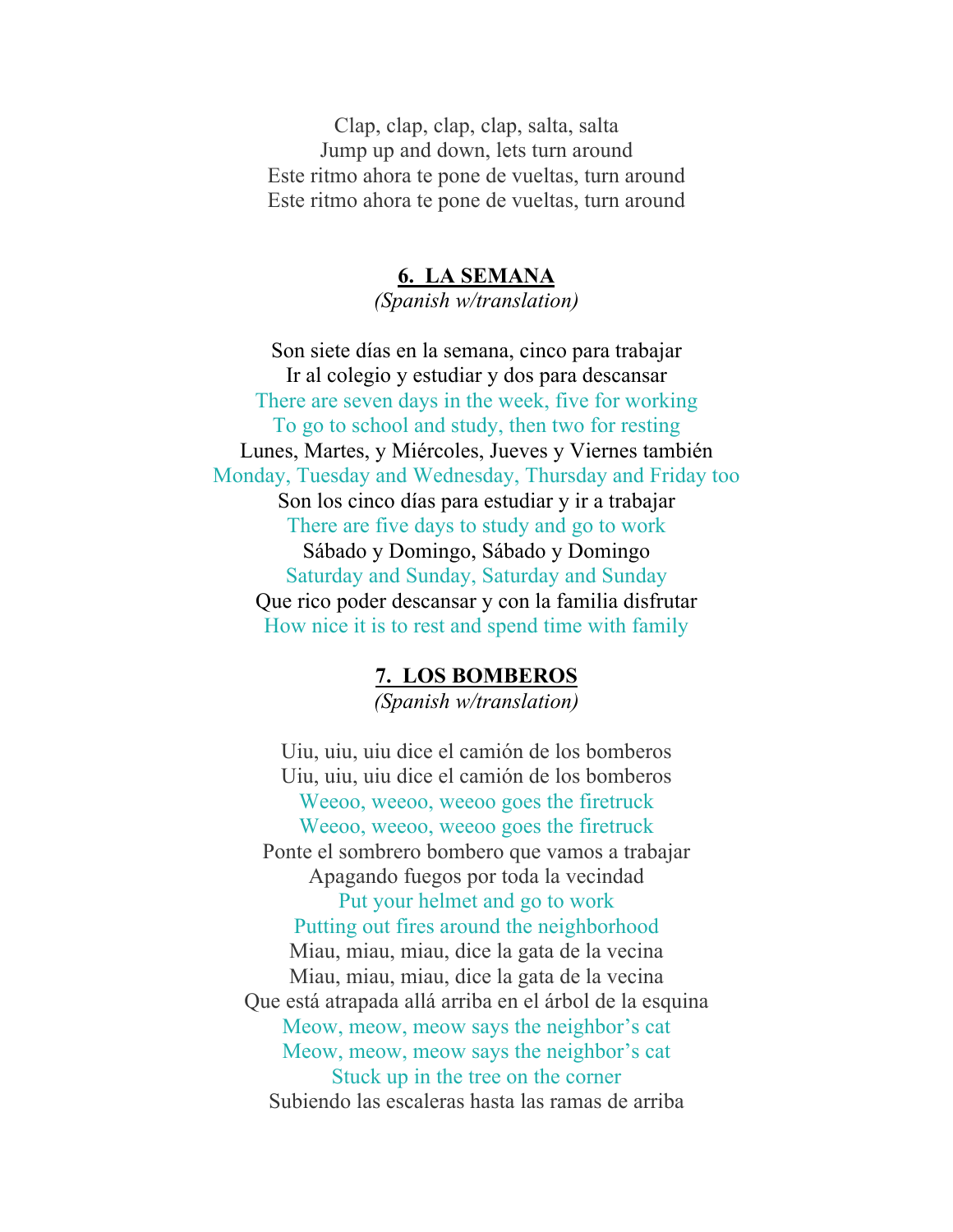Clap, clap, clap, clap, salta, salta  
Jump up and down, lets turn around  
Este ritmo ahora te pone de vueltas, turn around  
Este ritmo ahora te pone de vueltas, turn around

## 6. LA SEMANA

*(Spanish w/translation)*

Son siete días en la semana, cinco para trabajar  
Ir al colegio y estudiar y dos para descansar  
There are seven days in the week, five for working  
To go to school and study, then two for resting  
Lunes, Martes, y Miércoles, Jueves y Viernes también  
Monday, Tuesday and Wednesday, Thursday and Friday too  
Son los cinco días para estudiar y ir a trabajar  
There are five days to study and go to work  
Sábado y Domingo, Sábado y Domingo  
Saturday and Sunday, Saturday and Sunday  
Que rico poder descansar y con la familia disfrutar  
How nice it is to rest and spend time with family

## 7. LOS BOMBEROS

*(Spanish w/translation)*

Uiu, uiu, uiu dice el camión de los bomberos  
Uiu, uiu, uiu dice el camión de los bomberos  
Weeoo, weeoo, weeoo goes the firetruck  
Weeoo, weeoo, weeoo goes the firetruck  
Ponte el sombrero bombero que vamos a trabajar  
Apagando fuegos por toda la vecindad  
Put your helmet and go to work  
Putting out fires around the neighborhood  
Miau, miau, miau, dice la gata de la vecina  
Miau, miau, miau, dice la gata de la vecina  
Que está atrapada allá arriba en el árbol de la esquina  
Meow, meow, meow says the neighbor's cat  
Meow, meow, meow says the neighbor's cat  
Stuck up in the tree on the corner  
Subiendo las escaleras hasta las ramas de arriba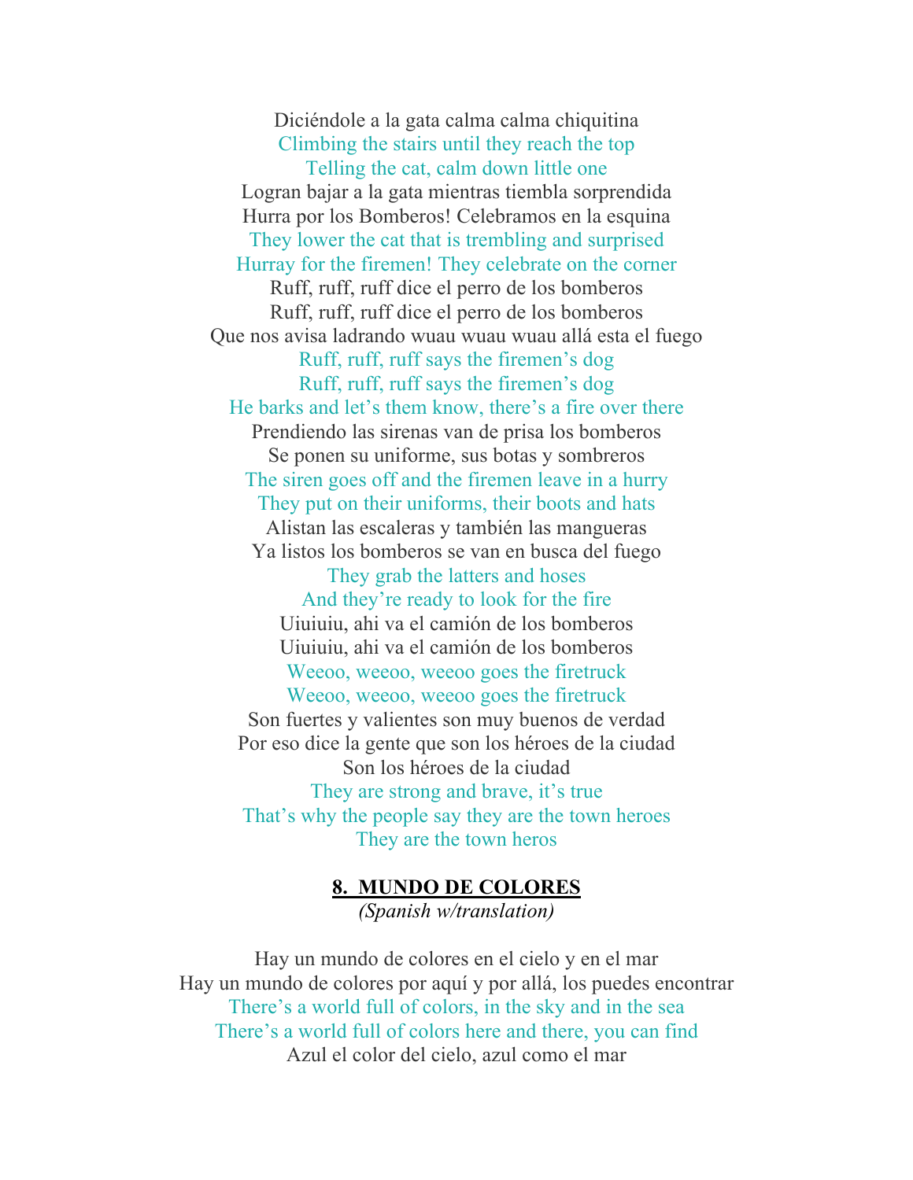Diciéndole a la gata calma calma chiquitina
Climbing the stairs until they reach the top
Telling the cat, calm down little one
Logran bajar a la gata mientras tiembla sorprendida
Hurra por los Bomberos! Celebramos en la esquina
They lower the cat that is trembling and surprised
Hurray for the firemen! They celebrate on the corner
Ruff, ruff, ruff dice el perro de los bomberos
Ruff, ruff, ruff dice el perro de los bomberos
Que nos avisa ladrando wuau wuau wuau allá esta el fuego
Ruff, ruff, ruff says the firemen's dog
Ruff, ruff, ruff says the firemen's dog
He barks and let's them know, there's a fire over there
Prendiendo las sirenas van de prisa los bomberos
Se ponen su uniforme, sus botas y sombreros
The siren goes off and the firemen leave in a hurry
They put on their uniforms, their boots and hats
Alistan las escaleras y también las mangueras
Ya listos los bomberos se van en busca del fuego
They grab the latters and hoses
And they're ready to look for the fire
Uiuiuiu, ahi va el camión de los bomberos
Uiuiuiu, ahi va el camión de los bomberos
Weeoo, weeoo, weeoo goes the firetruck
Weeoo, weeoo, weeoo goes the firetruck
Son fuertes y valientes son muy buenos de verdad
Por eso dice la gente que son los héroes de la ciudad
Son los héroes de la ciudad
They are strong and brave, it's true
That's why the people say they are the town heroes
They are the town heros

## **8. MUNDO DE COLORES**

*(Spanish w/translation)*

Hay un mundo de colores en el cielo y en el mar
Hay un mundo de colores por aquí y por allá, los puedes encontrar
There's a world full of colors, in the sky and in the sea
There's a world full of colors here and there, you can find
Azul el color del cielo, azul como el mar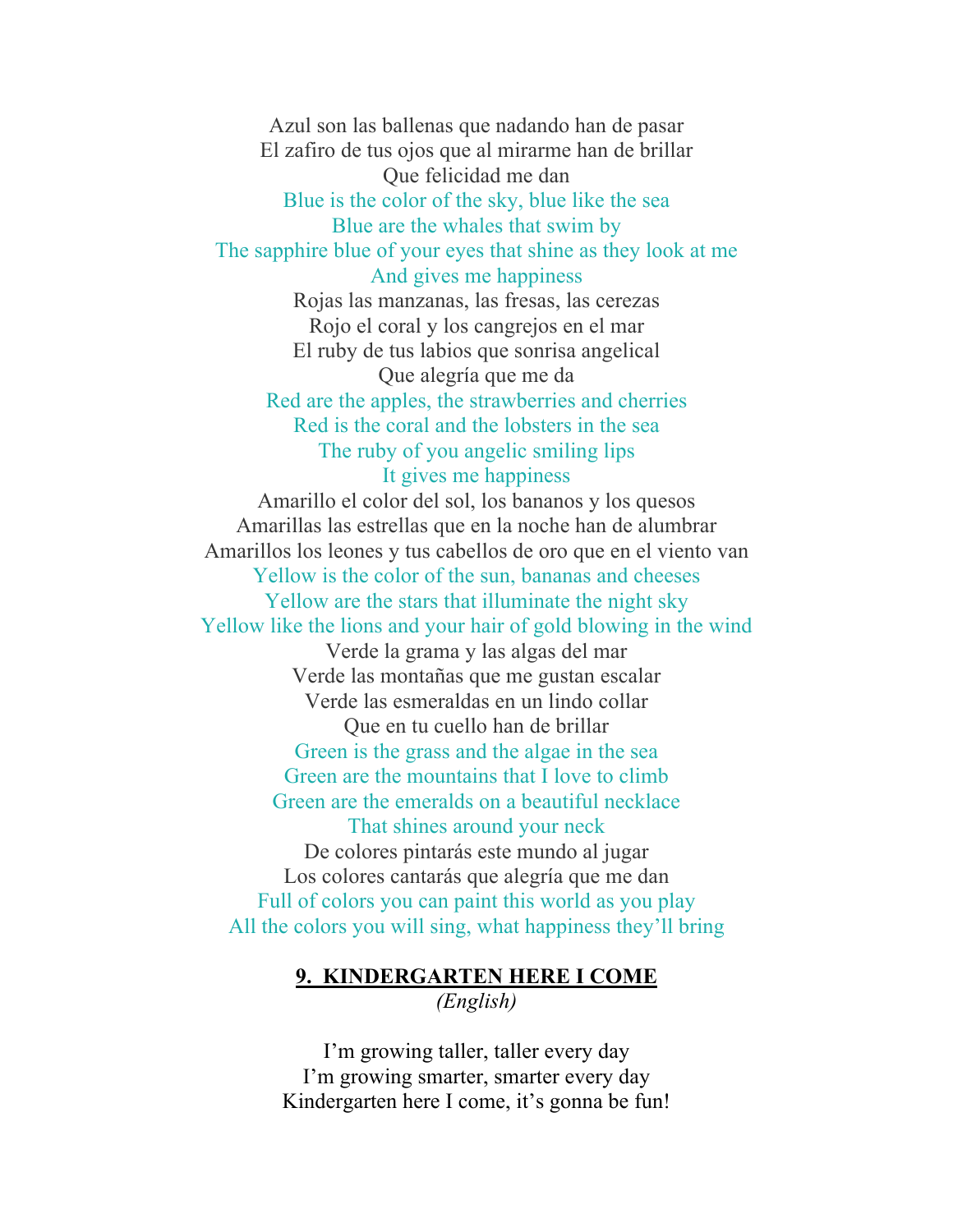Azul son las ballenas que nadando han de pasar
El zafiro de tus ojos que al mirarme han de brillar
Que felicidad me dan
Blue is the color of the sky, blue like the sea
Blue are the whales that swim by
The sapphire blue of your eyes that shine as they look at me
And gives me happiness
Rojas las manzanas, las fresas, las cerezas
Rojo el coral y los cangrejos en el mar
El ruby de tus labios que sonrisa angelical
Que alegría que me da
Red are the apples, the strawberries and cherries
Red is the coral and the lobsters in the sea
The ruby of you angelic smiling lips
It gives me happiness
Amarillo el color del sol, los bananos y los quesos
Amarillas las estrellas que en la noche han de alumbrar
Amarillos los leones y tus cabellos de oro que en el viento van
Yellow is the color of the sun, bananas and cheeses
Yellow are the stars that illuminate the night sky
Yellow like the lions and your hair of gold blowing in the wind
Verde la grama y las algas del mar
Verde las montañas que me gustan escalar
Verde las esmeraldas en un lindo collar
Que en tu cuello han de brillar
Green is the grass and the algae in the sea
Green are the mountains that I love to climb
Green are the emeralds on a beautiful necklace
That shines around your neck
De colores pintarás este mundo al jugar
Los colores cantarás que alegría que me dan
Full of colors you can paint this world as you play
All the colors you will sing, what happiness they'll bring

## 9. KINDERGARTEN HERE I COME

*(English)*

I'm growing taller, taller every day
I'm growing smarter, smarter every day
Kindergarten here I come, it's gonna be fun!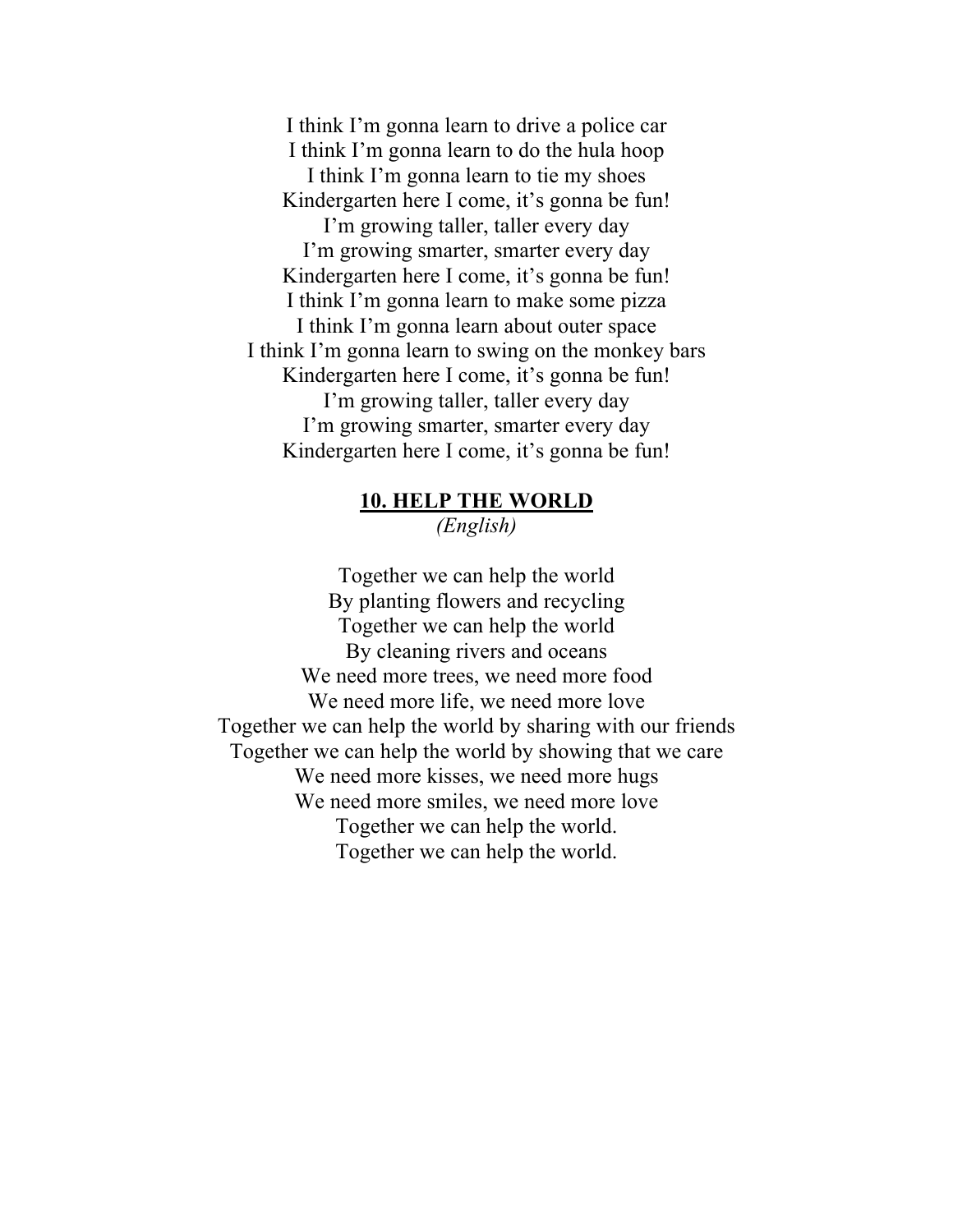I think I'm gonna learn to drive a police car
I think I'm gonna learn to do the hula hoop
I think I'm gonna learn to tie my shoes
Kindergarten here I come, it's gonna be fun!
I'm growing taller, taller every day
I'm growing smarter, smarter every day
Kindergarten here I come, it's gonna be fun!
I think I'm gonna learn to make some pizza
I think I'm gonna learn about outer space
I think I'm gonna learn to swing on the monkey bars
Kindergarten here I come, it's gonna be fun!
I'm growing taller, taller every day
I'm growing smarter, smarter every day
Kindergarten here I come, it's gonna be fun!

## 10. HELP THE WORLD

*(English)*

Together we can help the world
By planting flowers and recycling
Together we can help the world
By cleaning rivers and oceans
We need more trees, we need more food
We need more life, we need more love
Together we can help the world by sharing with our friends
Together we can help the world by showing that we care
We need more kisses, we need more hugs
We need more smiles, we need more love
Together we can help the world.
Together we can help the world.